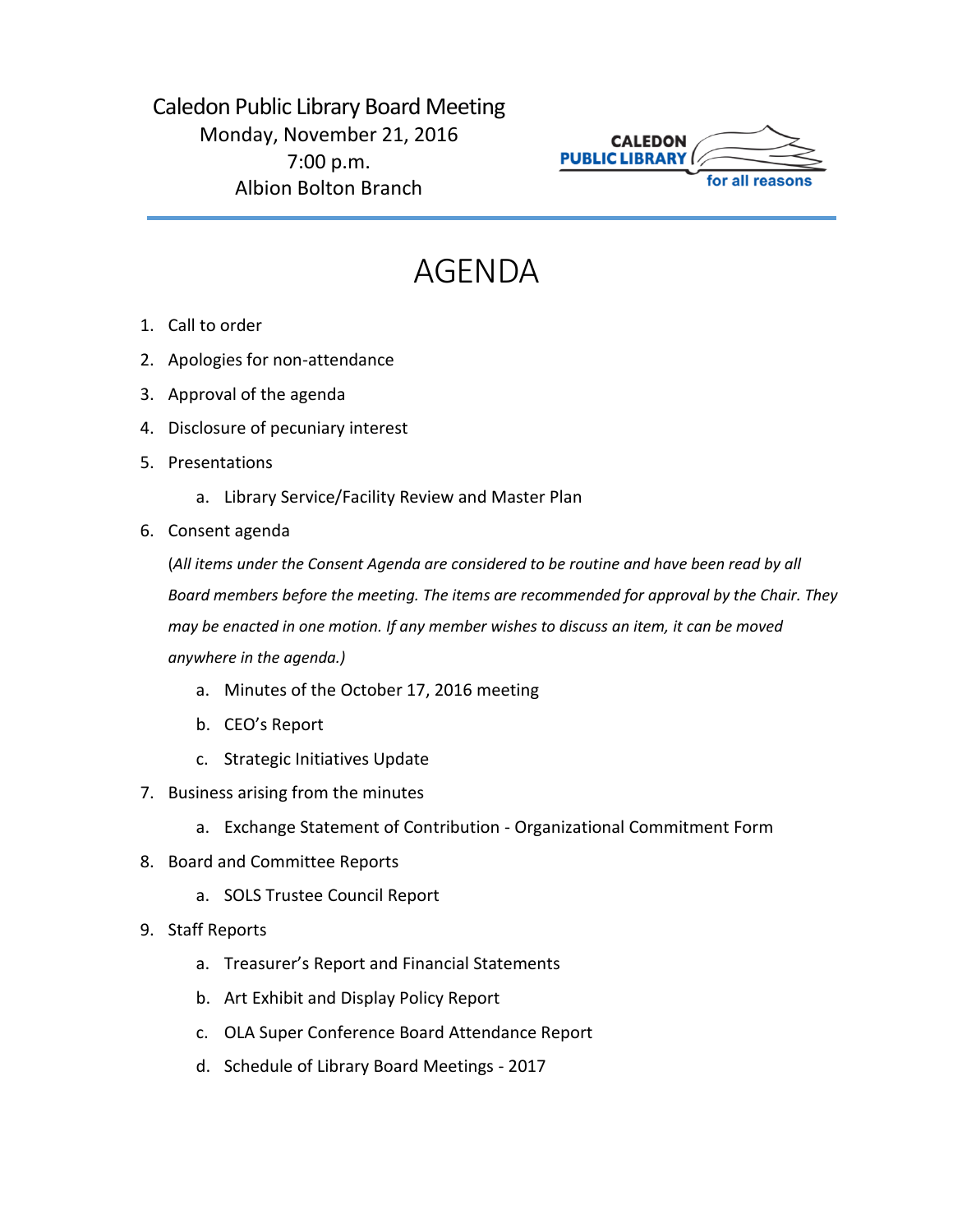Caledon Public Library Board Meeting
Monday, November 21, 2016
7:00 p.m.
Albion Bolton Branch

CALEDON PUBLIC LIBRARY for all reasons

# AGENDA

1. Call to order
2. Apologies for non-attendance
3. Approval of the agenda
4. Disclosure of pecuniary interest
5. Presentations
    a. Library Service/Facility Review and Master Plan
6. Consent agenda

    (*All items under the Consent Agenda are considered to be routine and have been read by all Board members before the meeting. The items are recommended for approval by the Chair. They may be enacted in one motion. If any member wishes to discuss an item, it can be moved anywhere in the agenda.)*

    a. Minutes of the October 17, 2016 meeting
    b. CEO's Report
    c. Strategic Initiatives Update
7. Business arising from the minutes
    a. Exchange Statement of Contribution - Organizational Commitment Form
8. Board and Committee Reports
    a. SOLS Trustee Council Report
9. Staff Reports
    a. Treasurer's Report and Financial Statements
    b. Art Exhibit and Display Policy Report
    c. OLA Super Conference Board Attendance Report
    d. Schedule of Library Board Meetings - 2017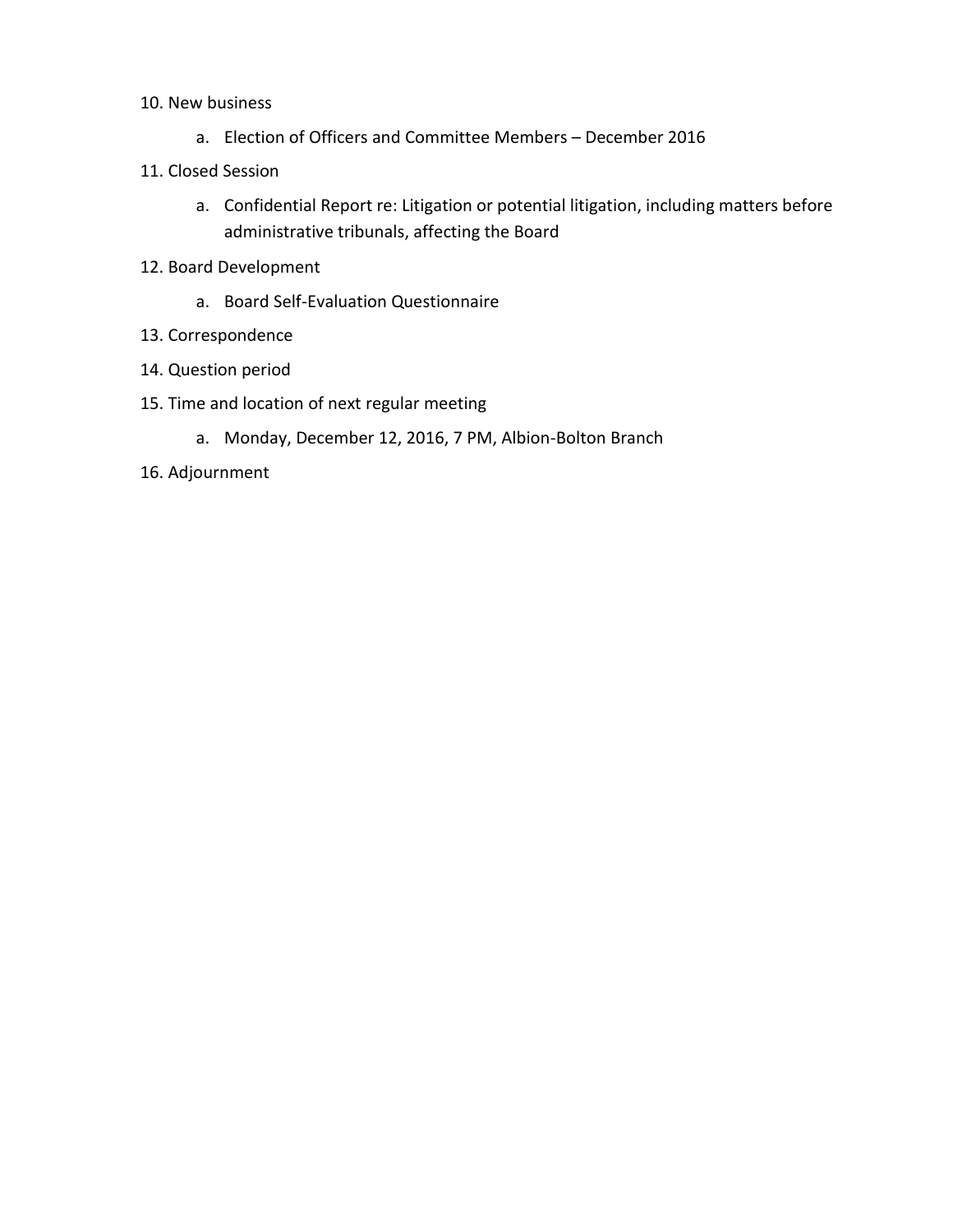10. New business

    a. Election of Officers and Committee Members – December 2016

11. Closed Session

    a. Confidential Report re: Litigation or potential litigation, including matters before administrative tribunals, affecting the Board

12. Board Development

    a. Board Self-Evaluation Questionnaire

13. Correspondence

14. Question period

15. Time and location of next regular meeting

    a. Monday, December 12, 2016, 7 PM, Albion-Bolton Branch

16. Adjournment